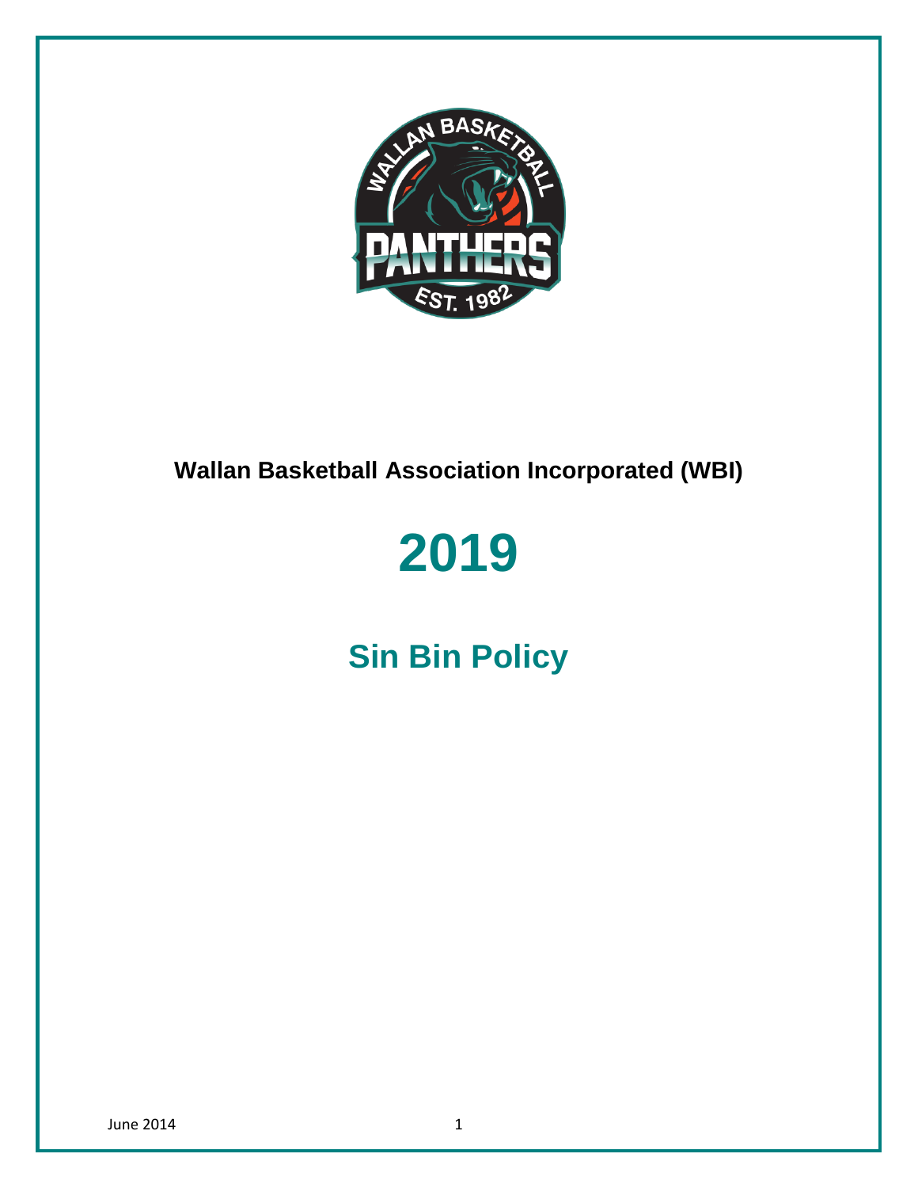**Wallan Basketball Association Incorporated (WBI)**

# 2019

## Sin Bin Policy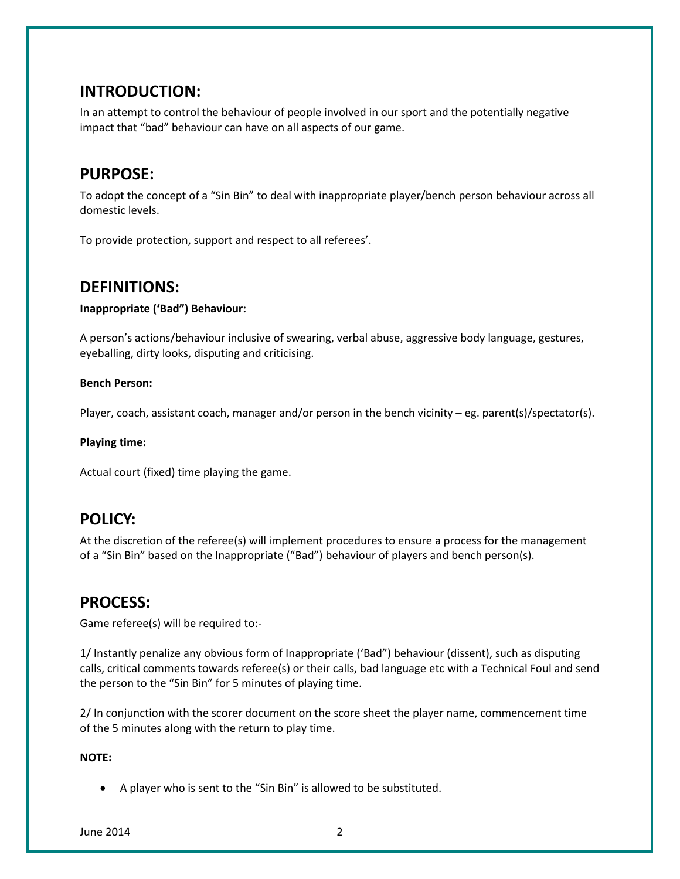## INTRODUCTION:

In an attempt to control the behaviour of people involved in our sport and the potentially negative impact that "bad" behaviour can have on all aspects of our game.

## PURPOSE:

To adopt the concept of a "Sin Bin" to deal with inappropriate player/bench person behaviour across all domestic levels.

To provide protection, support and respect to all referees'.

## DEFINITIONS:

**Inappropriate ('Bad") Behaviour:**

A person's actions/behaviour inclusive of swearing, verbal abuse, aggressive body language, gestures, eyeballing, dirty looks, disputing and criticising.

**Bench Person:**

Player, coach, assistant coach, manager and/or person in the bench vicinity – eg. parent(s)/spectator(s).

**Playing time:**

Actual court (fixed) time playing the game.

## POLICY:

At the discretion of the referee(s) will implement procedures to ensure a process for the management of a "Sin Bin" based on the Inappropriate ("Bad") behaviour of players and bench person(s).

## PROCESS:

Game referee(s) will be required to:-

1/ Instantly penalize any obvious form of Inappropriate ('Bad") behaviour (dissent), such as disputing calls, critical comments towards referee(s) or their calls, bad language etc with a Technical Foul and send the person to the "Sin Bin" for 5 minutes of playing time.

2/ In conjunction with the scorer document on the score sheet the player name, commencement time of the 5 minutes along with the return to play time.

**NOTE:**

- A player who is sent to the "Sin Bin" is allowed to be substituted.

June 2014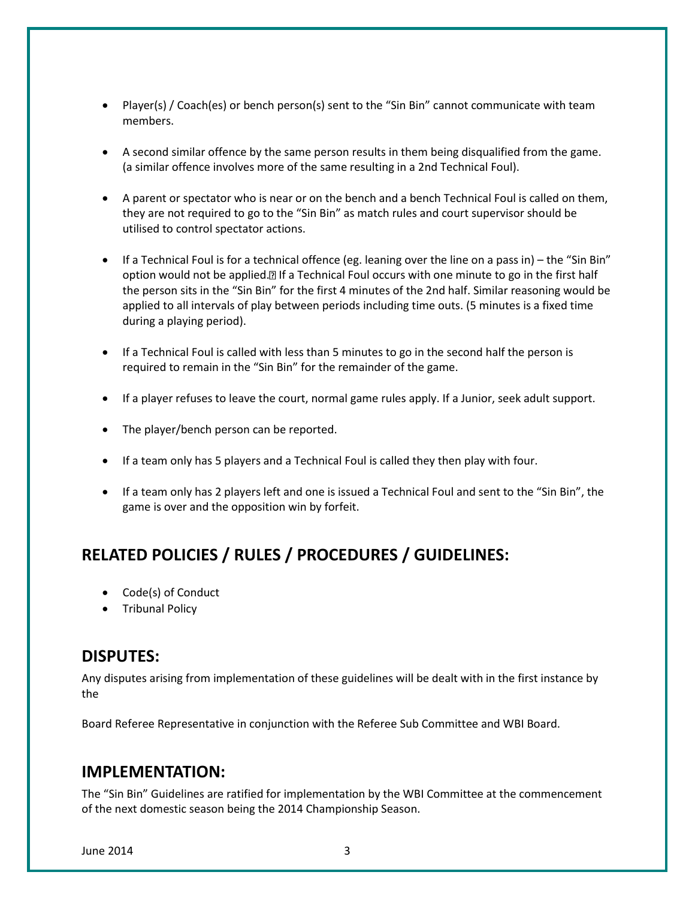- Player(s) / Coach(es) or bench person(s) sent to the "Sin Bin" cannot communicate with team members.

- A second similar offence by the same person results in them being disqualified from the game. (a similar offence involves more of the same resulting in a 2nd Technical Foul).

- A parent or spectator who is near or on the bench and a bench Technical Foul is called on them, they are not required to go to the "Sin Bin" as match rules and court supervisor should be utilised to control spectator actions.

- If a Technical Foul is for a technical offence (eg. leaning over the line on a pass in) – the "Sin Bin" option would not be applied. If a Technical Foul occurs with one minute to go in the first half the person sits in the "Sin Bin" for the first 4 minutes of the 2nd half. Similar reasoning would be applied to all intervals of play between periods including time outs. (5 minutes is a fixed time during a playing period).

- If a Technical Foul is called with less than 5 minutes to go in the second half the person is required to remain in the "Sin Bin" for the remainder of the game.

- If a player refuses to leave the court, normal game rules apply. If a Junior, seek adult support.

- The player/bench person can be reported.

- If a team only has 5 players and a Technical Foul is called they then play with four.

- If a team only has 2 players left and one is issued a Technical Foul and sent to the "Sin Bin", the game is over and the opposition win by forfeit.

## RELATED POLICIES / RULES / PROCEDURES / GUIDELINES:

- Code(s) of Conduct
- Tribunal Policy

## DISPUTES:

Any disputes arising from implementation of these guidelines will be dealt with in the first instance by the

Board Referee Representative in conjunction with the Referee Sub Committee and WBI Board.

## IMPLEMENTATION:

The "Sin Bin" Guidelines are ratified for implementation by the WBI Committee at the commencement of the next domestic season being the 2014 Championship Season.

June 2014